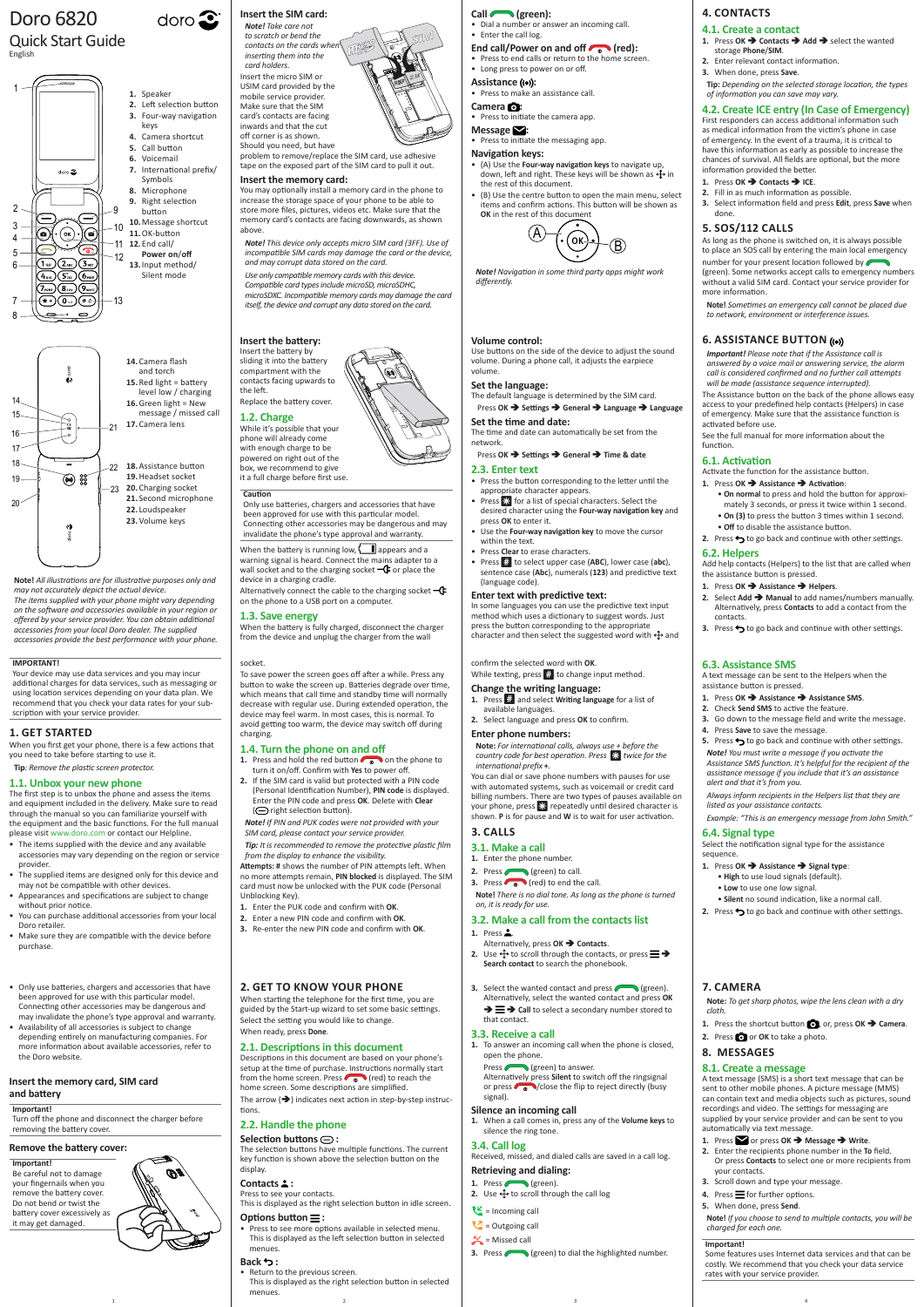# Doro 6820

## Quick Start Guide

English

1. Speaker
2. Left selection button
3. Four-way navigation keys
4. Camera shortcut
5. Call button
6. Voicemail
7. International prefix/ Symbols
8. Microphone
9. Right selection button
10. Message shortcut
11. OK-button
12. End call/ **Power on/off**
13. Input method/ Silent mode

14. Camera flash and torch
15. Red light = battery level low / charging
16. Green light = New message / missed call
17. Camera lens

18. Assistance button
19. Headset socket
20. Charging socket
21. Second microphone
22. Loudspeaker
23. Volume keys

**Note!** *All illustrations are for illustrative purposes only and may not accurately depict the actual device.*

*The items supplied with your phone might vary depending on the software and accessories available in your region or offered by your service provider. You can obtain additional accessories from your local Doro dealer. The supplied accessories provide the best performance with your phone.*

**IMPORTANT!**

Your device may use data services and you may incur additional charges for data services, such as messaging or using location services depending on your data plan. We recommend that you check your data rates for your subscription with your service provider.

## 1. GET STARTED

When you first get your phone, there is a few actions that you need to take before starting to use it.

**Tip**: *Remove the plastic screen protector.*

### 1.1. Unbox your new phone

The first step is to unbox the phone and assess the items and equipment included in the delivery. Make sure to read through the manual so you can familiarize yourself with the equipment and the basic functions. For the full manual please visit www.doro.com or contact our Helpline.

- The items supplied with the device and any available accessories may vary depending on the region or service provider.
- The supplied items are designed only for this device and may not be compatible with other devices.
- Appearances and specifications are subject to change without prior notice.
- You can purchase additional accessories from your local Doro retailer.
- Make sure they are compatible with the device before purchase.
- Only use batteries, chargers and accessories that have been approved for use with this particular model. Connecting other accessories may be dangerous and may invalidate the phone's type approval and warranty.
- Availability of all accessories is subject to change depending entirely on manufacturing companies. For more information about available accessories, refer to the Doro website.

### Insert the memory card, SIM card and battery

**Important!**

Turn off the phone and disconnect the charger before removing the battery cover.

### Remove the battery cover:

**Important!**

Be careful not to damage your fingernails when you remove the battery cover. Do not bend or twist the battery cover excessively as it may get damaged.

### Insert the SIM card:

***Note!*** *Take care not to scratch or bend the contacts on the cards when inserting them into the card holders.*

Insert the micro SIM or USIM card provided by the mobile service provider. Make sure that the SIM card's contacts are facing inwards and that the cut off corner is as shown. Should you need, but have problem to remove/replace the SIM card, use adhesive tape on the exposed part of the SIM card to pull it out.

### Insert the memory card:

You may optionally install a memory card in the phone to increase the storage space of your phone to be able to store more files, pictures, videos etc. Make sure that the memory card's contacts are facing downwards, as shown above.

***Note!*** *This device only accepts micro SIM card (3FF). Use of incompatible SIM cards may damage the card or the device, and may corrupt data stored on the card.*

*Use only compatible memory cards with this device. Compatible card types include microSD, microSDHC, microSDXC. Incompatible memory cards may damage the card itself, the device and corrupt any data stored on the card.*

### Insert the battery:

Insert the battery by sliding it into the battery compartment with the contacts facing upwards to the left.

Replace the battery cover.

### 1.2. Charge

While it's possible that your phone will already come with enough charge to be powered on right out of the box, we recommend to give it a full charge before first use.

**Caution**

Only use batteries, chargers and accessories that have been approved for use with this particular model. Connecting other accessories may be dangerous and may invalidate the phone's type approval and warranty.

When the battery is running low, ▯ appears and a warning signal is heard. Connect the mains adapter to a wall socket and to the charging socket or place the device in a charging cradle.

Alternatively connect the cable to the charging socket on the phone to a USB port on a computer.

### 1.3. Save energy

When the battery is fully charged, disconnect the charger from the device and unplug the charger from the wall socket.

To save power the screen goes off after a while. Press any button to wake the screen up. Batteries degrade over time, which means that call time and standby time will normally decrease with regular use. During extended operation, the device may feel warm. In most cases, this is normal. To avoid getting too warm, the device may switch off during charging.

### 1.4. Turn the phone on and off

1. Press and hold the red button on the phone to turn it on/off. Confirm with **Yes** to power off.
2. If the SIM card is valid but protected with a PIN code (Personal Identification Number), **PIN code** is displayed. Enter the PIN code and press **OK**. Delete with **Clear** (right selection button).

***Note!*** *If PIN and PUK codes were not provided with your SIM card, please contact your service provider.*

***Tip:*** *It is recommended to remove the protective plastic film from the display to enhance the visibility.*

**Attempts: #** shows the number of PIN attempts left. When no more attempts remain, **PIN blocked** is displayed. The SIM card must now be unlocked with the PUK code (Personal Unblocking Key).

1. Enter the PUK code and confirm with **OK**.
2. Enter a new PIN code and confirm with **OK**.
3. Re-enter the new PIN code and confirm with **OK**.

## 2. GET TO KNOW YOUR PHONE

When starting the telephone for the first time, you are guided by the Start-up wizard to set some basic settings.

Select the setting you would like to change.

When ready, press **Done**.

### 2.1. Descriptions in this document

Descriptions in this document are based on your phone's setup at the time of purchase. Instructions normally start from the home screen. Press (red) to reach the home screen. Some descriptions are simplified.

The arrow (➔) indicates next action in step-by-step instructions.

### 2.2. Handle the phone

**Selection buttons**:

The selection buttons have multiple functions. The current key function is shown above the selection button on the display.

**Contacts**:

Press to see your contacts.

This is displayed as the right selection button in idle screen.

**Options button** ☰:

- Press to see more options available in selected menu. This is displayed as the left selection button in selected menues.

**Back**:

- Return to the previous screen. This is displayed as the right selection button in selected menues.

**Call** (green):

- Dial a number or answer an incoming call.
- Enter the call log.

**End call/Power on and off** (red):

- Press to end calls or return to the home screen.
- Long press to power on or off.

**Assistance** ((•)):

- Press to make an assistance call.

**Camera**:

- Press to initiate the camera app.

**Message**:

- Press to initiate the messaging app.

**Navigation keys:**

- (A) Use the **Four-way navigation keys** to navigate up, down, left and right. These keys will be shown as ✣ in the rest of this document.
- (B) Use the centre button to open the main menu, select items and confirm actions. This button will be shown as **OK** in the rest of this document

***Note!*** *Navigation in some third party apps might work differently.*

**Volume control:**

Use buttons on the side of the device to adjust the sound volume. During a phone call, it adjusts the earpiece volume.

**Set the language:**

The default language is determined by the SIM card.

Press **OK** ➔ **Settings** ➔ **General** ➔ **Language** ➔ **Language**

**Set the time and date:**

The time and date can automatically be set from the network.

Press **OK** ➔ **Settings** ➔ **General** ➔ **Time & date**

### 2.3. Enter text

- Press the button corresponding to the letter until the appropriate character appears.
- Press ✱ for a list of special characters. Select the desired character using the **Four-way navigation key** and press **OK** to enter it.
- Use the **Four-way navigation key** to move the cursor within the text.
- Press **Clear** to erase characters.
- Press # to select upper case (**ABC**), lower case (**abc**), sentence case (**Abc**), numerals (**123**) and predictive text (language code).

**Enter text with predictive text:**

In some languages you can use the predictive text input method which uses a dictionary to suggest words. Just press the button corresponding to the appropriate character and then select the suggested word with ✣ and confirm the selected word with **OK**.

While texting, press # to change input method.

**Change the writing language:**

1. Press # and select **Writing language** for a list of available languages.
2. Select language and press **OK** to confirm.

**Enter phone numbers:**

**Note:** *For international calls, always use + before the country code for best operation. Press ✱ twice for the international prefix +.*

You can dial or save phone numbers with pauses for use with automated systems, such as voicemail or credit card billing numbers. There are two types of pauses available on your phone, press ✱ repeatedly until desired character is shown. **P** is for pause and **W** is to wait for user activation.

## 3. CALLS

### 3.1. Make a call

1. Enter the phone number.
2. Press (green) to call.
3. Press (red) to end the call.

**Note!** *There is no dial tone. As long as the phone is turned on, it is ready for use.*

### 3.2. Make a call from the contacts list

1. Press ♟.
   Alternatively, press **OK** ➔ **Contacts**.
2. Use ✣ to scroll through the contacts, or press ☰ ➔ **Search contact** to search the phonebook.
3. Select the wanted contact and press (green). Alternatively, select the wanted contact and press **OK** ➔ ☰ ➔ **Call** to select a secondary number stored to that contact.

### 3.3. Receive a call

1. To answer an incoming call when the phone is closed, open the phone.

Press (green) to answer.
Alternatively press **Silent** to switch off the ringsignal or press (red)/close the flip to reject directly (busy signal).

**Silence an incoming call**

1. When a call comes in, press any of the **Volume keys** to silence the ring tone.

### 3.4. Call log

Received, missed, and dialed calls are saved in a call log.

**Retrieving and dialing:**

1. Press (green).
2. Use ✣ to scroll through the call log

= Incoming call

= Outgoing call

= Missed call

3. Press (green) to dial the highlighted number.

## 4. CONTACTS

### 4.1. Create a contact

1. Press **OK** ➔ **Contacts** ➔ **Add** ➔ select the wanted storage **Phone/SIM**.
2. Enter relevant contact information.
3. When done, press **Save**.

**Tip:** *Depending on the selected storage location, the types of information you can save may vary.*

### 4.2. Create ICE entry (In Case of Emergency)

First responders can access additional information such as medical information from the victim's phone in case of emergency. In the event of a trauma, it is critical to have this information as early as possible to increase the chances of survival. All fields are optional, but the more information provided the better.

1. Press **OK** ➔ **Contacts** ➔ **ICE**.
2. Fill in as much information as possible.
3. Select information field and press **Edit**, press **Save** when done.

## 5. SOS/112 CALLS

As long as the phone is switched on, it is always possible to place an SOS call by entering the main local emergency number for your present location followed by (green). Some networks accept calls to emergency numbers without a valid SIM card. Contact your service provider for more information.

**Note!** *Sometimes an emergency call cannot be placed due to network, environment or interference issues.*

## 6. ASSISTANCE BUTTON ((•))

***Important!*** *Please note that if the Assistance call is answered by a voice mail or answering service, the alarm call is considered confirmed and no further call attempts will be made (assistance sequence interrupted).*

The Assistance button on the back of the phone allows easy access to your predefined help contacts (Helpers) in case of emergency. Make sure that the assistance function is activated before use.

See the full manual for more information about the function.

### 6.1. Activation

Activate the function for the assistance button.

1. Press **OK** ➔ **Assistance** ➔ **Activation**:
   - **On normal** to press and hold the button for approximately 3 seconds, or press it twice within 1 second.
   - **On (3)** to press the button 3 times within 1 second.
   - **Off** to disable the assistance button.
2. Press ↩ to go back and continue with other settings.

### 6.2. Helpers

Add help contacts (Helpers) to the list that are called when the assistance button is pressed.

1. Press **OK** ➔ **Assistance** ➔ **Helpers**.
2. Select **Add** ➔ **Manual** to add names/numbers manually. Alternatively, press **Contacts** to add a contact from the contacts.
3. Press ↩ to go back and continue with other settings.

### 6.3. Assistance SMS

A text message can be sent to the Helpers when the assistance button is pressed.

1. Press **OK** ➔ **Assistance** ➔ **Assistance SMS**.
2. Check **Send SMS** to active the feature.
3. Go down to the message field and write the message.
4. Press **Save** to save the message.
5. Press ↩ to go back and continue with other settings.

***Note!*** *You must write a message if you activate the Assistance SMS function. It's helpful for the recipient of the assistance message if you include that it's an assistance alert and that it's from you.*

*Always inform recipients in the Helpers list that they are listed as your assistance contacts.*

*Example: "This is an emergency message from John Smith."*

### 6.4. Signal type

Select the notification signal type for the assistance sequence.

1. Press **OK** ➔ **Assistance** ➔ **Signal type**:
   - **High** to use loud signals (default).
   - **Low** to use one low signal.
   - **Silent** no sound indication, like a normal call.
2. Press ↩ to go back and continue with other settings.

## 7. CAMERA

**Note:** *To get sharp photos, wipe the lens clean with a dry cloth.*

1. Press the shortcut button, or, press **OK** ➔ **Camera**.
2. Press or **OK** to take a photo.

## 8. MESSAGES

### 8.1. Create a message

A text message (SMS) is a short text message that can be sent to other mobile phones. A picture message (MMS) can contain text and media objects such as pictures, sound recordings and video. The settings for messaging are supplied by your service provider and can be sent to you automatically via text message.

1. Press or press **OK** ➔ **Message** ➔ **Write**.
2. Enter the recipients phone number in the **To** field. Or press **Contacts** to select one or more recipients from your contacts.
3. Scroll down and type your message.
4. Press ☰ for further options.
5. When done, press **Send**.

**Note!** *If you choose to send to multiple contacts, you will be charged for each one.*

**Important!**

Some features uses Internet data services and that can be costly. We recommend that you check your data service rates with your service provider.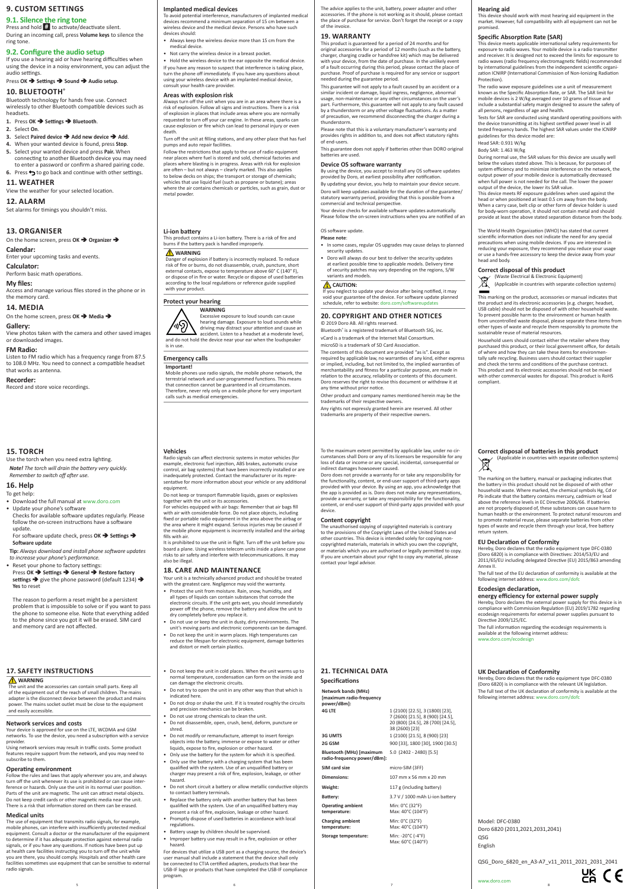## 9. CUSTOM SETTINGS

### 9.1. Silence the ring tone

Press and hold # to activate/deactivate silent.

During an incoming call, press **Volume keys** to silence the ring tone.

### 9.2. Configure the audio setup

If you use a hearing aid or have hearing difficulties when using the device in a noisy environment, you can adjust the audio settings.

Press **OK** ➔ **Settings** ➔ **Sound** ➔ **Audio setup**.

## 10. BLUETOOTH®

Bluetooth technology for hands free use. Connect wirelessly to other Bluetooth compatible devices such as headsets.

1. Press **OK** ➔ **Settings** ➔ **Bluetooth**.
2. Select **On**.
3. Select **Paired device** ➔ **Add new device** ➔ **Add**.
4. When your wanted device is found, press **Stop**.
5. Select your wanted device and press **Pair.** When connecting to another Bluetooth device you may need to enter a password or confirm a shared pairing code.
6. Press ↩ to go back and continue with other settings.

## 11. WEATHER

View the weather for your selected location.

## 12. ALARM

Set alarms for timings you shouldn't miss.

## 13. ORGANISER

On the home screen, press **OK** ➔ **Organizer** ➔

**Calendar:**

Enter your upcoming tasks and events.

**Calculator:**

Perform basic math operations.

**My files:**

Access and manage various files stored in the phone or in the memory card.

## 14. MEDIA

On the home screen, press **OK** ➔ **Media** ➔

**Gallery:**

View photos taken with the camera and other saved images or downloaded images.

**FM Radio:**

Listen to FM radio which has a frequency range from 87.5 to 108.0 MHz. You need to connect a compatible headset that works as antenna.

**Recorder:**

Record and store voice recordings.

## 15. TORCH

Use the torch when you need extra lighting.

***Note!*** *The torch will drain the battery very quickly. Remember to switch off after use.*

## 16. Help

To get help:

- Download the full manual at www.doro.com
- Update your phone's software

  Checks for available software updates regularly. Please follow the on-screen instructions have a software update.

  For software update check, press **OK** ➔ **Settings** ➔ **Software update**

**Tip:** *Always download and install phone software updates to increase your phone's performance.*

- Reset your phone to factory settings:

  Press **OK** ➔ **Settings** ➔ **General** ➔ **Restore factory settings** ➔ give the phone password (default 1234) ➔ **Yes** to reset

The reason to perform a reset might be a persistent problem that is impossible to solve or if you want to pass the phone to someone else. Note that everything added to the phone since you got it will be erased. SIM card and memory card are not affected.

## 17. SAFETY INSTRUCTIONS

**WARNING**

The unit and the accessories can contain small parts. Keep all of the equipment out of the reach of small children. The mains adapter is the disconnect device between the product and mains power. The mains socket outlet must be close to the equipment and easily accessible.

### Network services and costs

Your device is approved for use on the LTE, WCDMA and GSM networks. To use the device, you need a subscription with a service provider.

Using network services may result in traffic costs. Some product features require support from the network, and you may need to subscribe to them.

### Operating environment

Follow the rules and laws that apply wherever you are, and always turn off the unit whenever its use is prohibited or can cause interference or hazards. Only use the unit in its normal user position. Parts of the unit are magnetic. The unit can attract metal objects. Do not keep credit cards or other magnetic media near the unit. There is a risk that information stored on them can be erased.

### Medical units

The use of equipment that transmits radio signals, for example, mobile phones, can interfere with insufficiently protected medical equipment. Consult a doctor or the manufacturer of the equipment to determine if it has adequate protection against external radio signals, or if you have any questions. If notices have been put up at health care facilities instructing you to turn off the unit while you are there, you should comply. Hospitals and other health care facilities sometimes use equipment that can be sensitive to external radio signals.

### Implanted medical devices

To avoid potential interference, manufacturers of implanted medical devices recommend a minimum separation of 15 cm between a wireless device and the medical device. Persons who have such devices should:

- Always keep the wireless device more than 15 cm from the medical device.
- Not carry the wireless device in a breast pocket.
- Hold the wireless device to the ear opposite the medical device.

If you have any reason to suspect that interference is taking place, turn the phone off immediately. If you have any questions about using your wireless device with an implanted medical device, consult your health care provider.

### Areas with explosion risk

Always turn off the unit when you are in an area where there is a risk of explosion. Follow all signs and instructions. There is a risk of explosion in places that include areas where you are normally requested to turn off your car engine. In these areas, sparks can cause explosion or fire which can lead to personal injury or even death.

Turn off the unit at filling stations, and any other place that has fuel pumps and auto repair facilities.

Follow the restrictions that apply to the use of radio equipment near places where fuel is stored and sold, chemical factories and places where blasting is in progress. Areas with risk for explosion are often – but not always – clearly marked. This also applies to below decks on ships; the transport or storage of chemicals; vehicles that use liquid fuel (such as propane or butane); areas where the air contains chemicals or particles, such as grain, dust or metal powder.

### Li-ion battery

This product contains a Li-ion battery. There is a risk of fire and burns if the battery pack is handled improperly.

**WARNING**

Danger of explosion if battery is incorrectly replaced. To reduce risk of fire or burns, do not disassemble, crush, puncture, short external contacts, expose to temperature above 60° C (140° F), or dispose of in fire or water. Recycle or dispose of used batteries according to the local regulations or reference guide supplied with your product.

### Protect your hearing

**WARNING**

Excessive exposure to loud sounds can cause hearing damage. Exposure to loud sounds while driving may distract your attention and cause an accident. Listen to a headset at a moderate level, and do not hold the device near your ear when the loudspeaker is in use.

### Emergency calls

**Important!**

Mobile phones use radio signals, the mobile phone network, the terrestrial network and user-programmed functions. This means that connection cannot be guaranteed in all circumstances. Therefore, never rely only on a mobile phone for very important calls such as medical emergencies.

### Vehicles

Radio signals can affect electronic systems in motor vehicles (for example, electronic fuel injection, ABS brakes, automatic cruise control, air bag systems) that have been incorrectly installed or are inadequately protected. Contact the manufacturer or its representative for more information about your vehicle or any additional equipment.

Do not keep or transport flammable liquids, gases or explosives together with the unit or its accessories.

For vehicles equipped with air bags: Remember that air bags fill with air with considerable force. Do not place objects, including fixed or portable radio equipment in the area above the airbag or the area where it might expand. Serious injuries may be caused if the mobile phone equipment is incorrectly installed and the airbag fills with air.

It is prohibited to use the unit in flight. Turn off the unit before you board a plane. Using wireless telecom units inside a plane can pose risks to air safety and interfere with telecommunications. It may also be illegal.

## 18. CARE AND MAINTENANCE

Your unit is a technically advanced product and should be treated with the greatest care. Negligence may void the warranty.

- Protect the unit from moisture. Rain, snow, humidity, and all types of liquids can contain substances that corrode the electronic circuits. If the unit gets wet, you should immediately power off the phone, remove the battery and allow the unit to dry completely before you replace it.
- Do not use or keep the unit in dusty, dirty environments. The unit's moving parts and electronic components can be damaged.
- Do not keep the unit in warm places. High temperatures can reduce the lifespan for electronic equipment, damage batteries and distort or melt certain plastics.
- Do not keep the unit in cold places. When the unit warms up to normal temperature, condensation can form on the inside and can damage the electronic circuits.
- Do not try to open the unit in any other way than that which is indicated here.
- Do not drop or shake the unit. If it is treated roughly the circuits and precision mechanics can be broken.
- Do not use strong chemicals to clean the unit.
- Do not disassemble, open, crush, bend, deform, puncture or shred.
- Do not modify or remanufacture, attempt to insert foreign objects into the battery, immerse or expose to water or other liquids, expose to fire, explosion or other hazard.
- Only use the battery for the system for which it is specified.
- Only use the battery with a charging system that has been qualified with the system. Use of an unqualified battery or charger may present a risk of fire, explosion, leakage, or other hazard.
- Do not short circuit a battery or allow metallic conductive objects to contact battery terminals.
- Replace the battery only with another battery that has been qualified with the system. Use of an unqualified battery may present a risk of fire, explosion, leakage or other hazard.
- Promptly dispose of used batteries in accordance with local regulations.
- Battery usage by children should be supervised.
- Improper battery use may result in a fire, explosion or other hazard.

For devices that utilize a USB port as a charging source, the device's user manual shall include a statement that the device shall only be connected to CTIA certified adapters, products that bear the USB-IF logo or products that have completed the USB-IF compliance program.

The advice applies to the unit, battery, power adapter and other accessories. If the phone is not working as it should, please contact the place of purchase for service. Don't forget the receipt or a copy of the invoice.

## 19. WARRANTY

This product is guaranteed for a period of 24 months and for original accessories for a period of 12 months (such as the battery, charger, charging cradle or handsfree kit) which may be delivered with your device, from the date of purchase. In the unlikely event of a fault occurring during this period, please contact the place of purchase. Proof of purchase is required for any service or support needed during the guarantee period.

This guarantee will not apply to a fault caused by an accident or a similar incident or damage, liquid ingress, negligence, abnormal usage, non-maintenance or any other circumstances on the user's part. Furthermore, this guarantee will not apply to any fault caused by a thunderstorm or any other voltage fluctuations. As a matter of precaution, we recommend disconnecting the charger during a thunderstorm.

Please note that this is a voluntary manufacturer's warranty and provides rights in addition to, and does not affect statutory rights of end-users.

This guarantee does not apply if batteries other than DORO original batteries are used.

### Device OS software warranty

By using the device, you accept to install any OS software updates provided by Doro, at earliest possibility after notification.

By updating your device, you help to maintain your device secure.

Doro will keep updates available for the duration of the guarantee/statutory warranty period, providing that this is possible from a commercial and technical perspective.

Your device checks for available software updates automatically. Please follow the on-screen instructions when you are notified of an OS software update.

**Please note**:

- In some cases, regular OS upgrades may cause delays to planned security updates.
- Doro will always do our best to deliver the security updates at earliest possibility after they are provided. Delivery time of security patches may vary depending on the regions, S/W variants and models.

**CAUTION:**

If you neglect to update your device after being notified, it may void your guarantee of the device. For software update planned schedule, refer to website: doro.com/softwareupdates

## 20. COPYRIGHT AND OTHER NOTICES

© 2019 Doro AB. All rights reserved.

Bluetooth® is a registered trademark of Bluetooth SIG, inc.

vCard is a trademark of the Internet Mail Consortium.

microSD is a trademark of SD Card Association.

The contents of this document are provided "as is". Except as required by applicable law, no warranties of any kind, either express or implied, including, but not limited to, the implied warranties of merchantability and fitness for a particular purpose, are made in relation to the accuracy, reliability or contents of this document. Doro reserves the right to revise this document or withdraw it at any time without prior notice.

Other product and company names mentioned herein may be the trademarks of their respective owners.

Any rights not expressly granted herein are reserved. All other trademarks are property of their respective owners.

To the maximum extent permitted by applicable law, under no circumstances shall Doro or any of its licensors be responsible for any loss of data or income or any special, incidental, consequential or indirect damages howsoever caused.

Doro does not provide a warranty for or take any responsibility for the functionality, content, or end-user support of third-party apps provided with your device. By using an app, you acknowledge that the app is provided as is. Doro does not make any representations, provide a warranty, or take any responsibility for the functionality, content, or end-user support of third-party apps provided with your device.

### Content copyright

The unauthorised copying of copyrighted materials is contrary to the provisions of the Copyright Laws of the United States and other countries. This device is intended solely for copying non-copyrighted materials, materials in which you own the copyright, or materials which you are authorised or legally permitted to copy. If you are uncertain about your right to copy any material, please contact your legal advisor.

## 21. TECHNICAL DATA

### Specifications

| | |
|---|---|
| **Network bands (MHz) [maximum radio-frequency power/dBm]:** | |
| **4G LTE** | 1 (2100) [22.5], 3 (1800) [23], 7 (2600) [21.5], 8 (900) [24.5], 20 (800) [24.5], 28 (700) [24.5], 38 (2600) [23] |
| **3G UMTS** | 1 (2100) [21.5], 8 (900) [23] |
| **2G GSM** | 900 [33], 1800 [30], 1900 [30.5] |
| **Bluetooth (MHz) [maximum radio-frequency power/dBm]:** | 5.0 (2402 - 2480) [5.5] |
| **SIM card size** | micro-SIM (3FF) |
| **Dimensions:** | 107 mm x 56 mm x 20 mm |
| **Weight:** | 117 g (including battery) |
| **Battery:** | 3.7 V / 1000 mAh Li-ion battery |
| **Operating ambient temperature:** | Min: 0°C (32°F) Max: 40°C (104°F) |
| **Charging ambient temperature:** | Min: 0°C (32°F) Max: 40°C (104°F) |
| **Storage temperature:** | Min: -20°C (-4°F) Max: 60°C (140°F) |

### Hearing aid

This device should work with most hearing aid equipment in the market. However, full compatibility with all equipment can not be promised.

### Specific Absorption Rate (SAR)

This device meets applicable international safety requirements for exposure to radio waves. Your mobile device is a radio transmitter and receiver. It is designed not to exceed the limits for exposure to radio waves (radio frequency electromagnetic fields) recommended by international guidelines from the independent scientific organization ICNIRP (International Commission of Non-Ionizing Radiation Protection).

The radio wave exposure guidelines use a unit of measurement known as the Specific Absorption Rate, or SAR. The SAR limit for mobile devices is 2 W/kg averaged over 10 grams of tissue and include a substantial safety margin designed to assure the safety of all persons, regardless of age and health.

Tests for SAR are conducted using standard operating positions with the device transmitting at its highest certified power level in all tested frequency bands. The highest SAR values under the ICNIRP guidelines for this device model are:

Head SAR: 0.931 W/kg

Body SAR: 1.463 W/kg

During normal use, the SAR values for this device are usually well below the values stated above. This is because, for purposes of system efficiency and to minimize interference on the network, the output power of your mobile device is automatically decreased when full power is not needed for the call. The lower the power output of the device, the lower its SAR value.

This device meets RF exposure guidelines when used against the head or when positioned at least 0.5 cm away from the body. When a carry case, belt clip or other form of device holder is used for body-worn operation, it should not contain metal and should provide at least the above stated separation distance from the body.

The World Health Organization (WHO) has stated that current scientific information does not indicate the need for any special precautions when using mobile devices. If you are interested in reducing your exposure, they recommend you reduce your usage or use a hands-free accessory to keep the device away from your head and body.

### Correct disposal of this product

(Waste Electrical & Electronic Equipment)

(Applicable in countries with separate collection systems)

This marking on the product, accessories or manual indicates that the product and its electronic accessories (e.g. charger, headset, USB cable) should not be disposed of with other household waste. To prevent possible harm to the environment or human health from uncontrolled waste disposal, please separate these items from other types of waste and recycle them responsibly to promote the sustainable reuse of material resources.

Household users should contact either the retailer where they purchased this product, or their local government office, for details of where and how they can take these items for environmentally safe recycling. Business users should contact their supplier and check the terms and conditions of the purchase contract. This product and its electronic accessories should not be mixed with other commercial wastes for disposal. This product is RoHS compliant.

### Correct disposal of batteries in this product

(Applicable in countries with separate collection systems)

The marking on the battery, manual or packaging indicates that the battery in this product should not be disposed of with other household waste. Where marked, the chemical symbols Hg, Cd or Pb indicate that the battery contains mercury, cadmium or lead above the reference levels in EC Directive 2006/66. If batteries are not properly disposed of, these substances can cause harm to human health or the environment. To protect natural resources and to promote material reuse, please separate batteries from other types of waste and recycle them through your local, free battery return system.

### EU Declaration of Conformity

Hereby, Doro declares that the radio equipment type DFC-0380 (Doro 6820) is in compliance with Directives: 2014/53/EU and 2011/65/EU including delegated Directive (EU) 2015/863 amending Annex II.

The full text of the EU declaration of conformity is available at the following internet address: www.doro.com/dofc.

### Ecodesign declaration, energy efficiency for external power supply

Hereby, Doro declares the external power supply for this device is in compliance with Commission Regulation (EU) 2019/1782 regarding ecodesign requirements for external power supplies pursuant to Directive 2009/125/EC.

The full information regarding the ecodesign requirements is available at the following internet address: www.doro.com/ecodesign

### UK Declaration of Conformity

Hereby, Doro declares that the radio equipment type DFC-0380 (Doro 6820) is in compliance with the relevant UK legislation. The full text of the UK declaration of conformity is available at the following internet address: www.doro.com/dofc

Model: DFC-0380

Doro 6820 (2011,2021,2031,2041)

QSG

English

QSG_Doro_6820_en_A3-A7_v11_2011_2021_2031_2041

www.doro.com